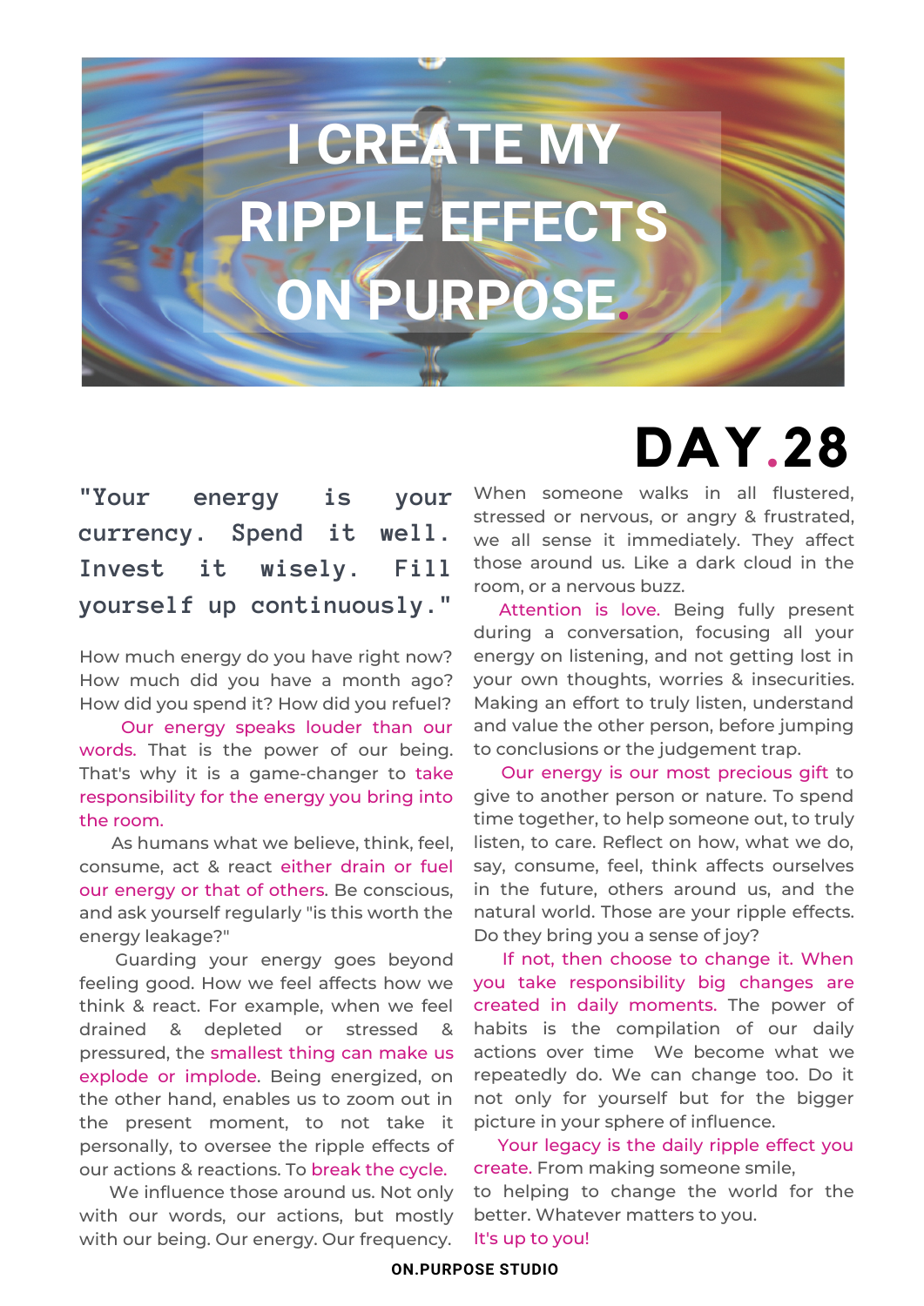# I CREATE MY RIPPLE EFFECTS ON PURPOSE.

## DAY.28

**"Your energy is your currency. Spend it well. Invest it wisely. Fill yourself up continuously."**

How much energy do you have right now? How much did you have a month ago? How did you spend it? How did you refuel?

Our energy speaks louder than our words. That is the power of our being. That's why it is a game-changer to take responsibility for the energy you bring into the room.

As humans what we believe, think, feel, consume, act & react either drain or fuel our energy or that of others. Be conscious, and ask yourself regularly "is this worth the energy leakage?"

Guarding your energy goes beyond feeling good. How we feel affects how we think & react. For example, when we feel drained & depleted or stressed & pressured, the smallest thing can make us explode or implode. Being energized, on the other hand, enables us to zoom out in the present moment, to not take it personally, to oversee the ripple effects of our actions & reactions. To break the cycle.

We influence those around us. Not only with our words, our actions, but mostly with our being. Our energy. Our frequency.

When someone walks in all flustered, stressed or nervous, or angry & frustrated, we all sense it immediately. They affect those around us. Like a dark cloud in the room, or a nervous buzz.

Attention is love. Being fully present during a conversation, focusing all your energy on listening, and not getting lost in your own thoughts, worries & insecurities. Making an effort to truly listen, understand and value the other person, before jumping to conclusions or the judgement trap.

Our energy is our most precious gift to give to another person or nature. To spend time together, to help someone out, to truly listen, to care. Reflect on how, what we do, say, consume, feel, think affects ourselves in the future, others around us, and the natural world. Those are your ripple effects. Do they bring you a sense of joy?

If not, then choose to change it. When you take responsibility big changes are created in daily moments. The power of habits is the compilation of our daily actions over time We become what we repeatedly do. We can change too. Do it not only for yourself but for the bigger picture in your sphere of influence.

Your legacy is the daily ripple effect you create. From making someone smile, to helping to change the world for the better. Whatever matters to you.

It's up to you!

ON.PURPOSE STUDIO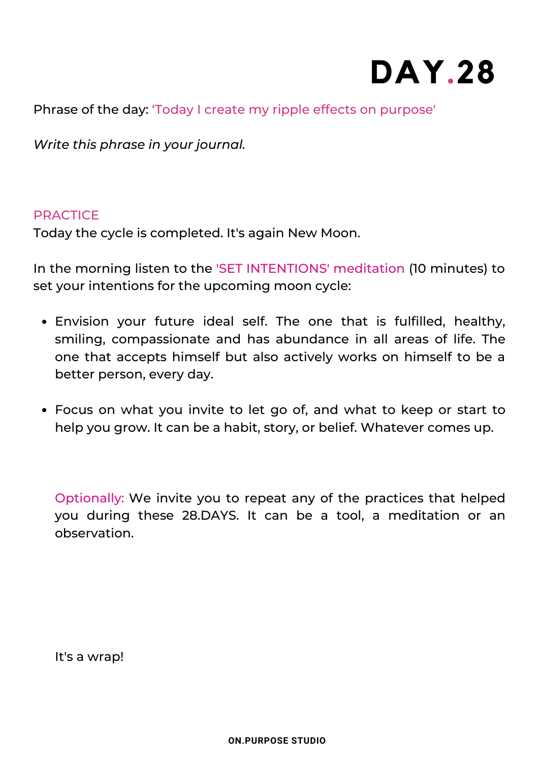# DAY.28

Phrase of the day: 'Today I create my ripple effects on purpose'

*Write this phrase in your journal.*

PRACTICE

Today the cycle is completed. It's again New Moon.

In the morning listen to the 'SET INTENTIONS' meditation (10 minutes) to set your intentions for the upcoming moon cycle:

- Envision your future ideal self. The one that is fulfilled, healthy, smiling, compassionate and has abundance in all areas of life. The one that accepts himself but also actively works on himself to be a better person, every day.
- Focus on what you invite to let go of, and what to keep or start to help you grow. It can be a habit, story, or belief. Whatever comes up.

Optionally: We invite you to repeat any of the practices that helped you during these 28.DAYS. It can be a tool, a meditation or an observation.

It's a wrap!